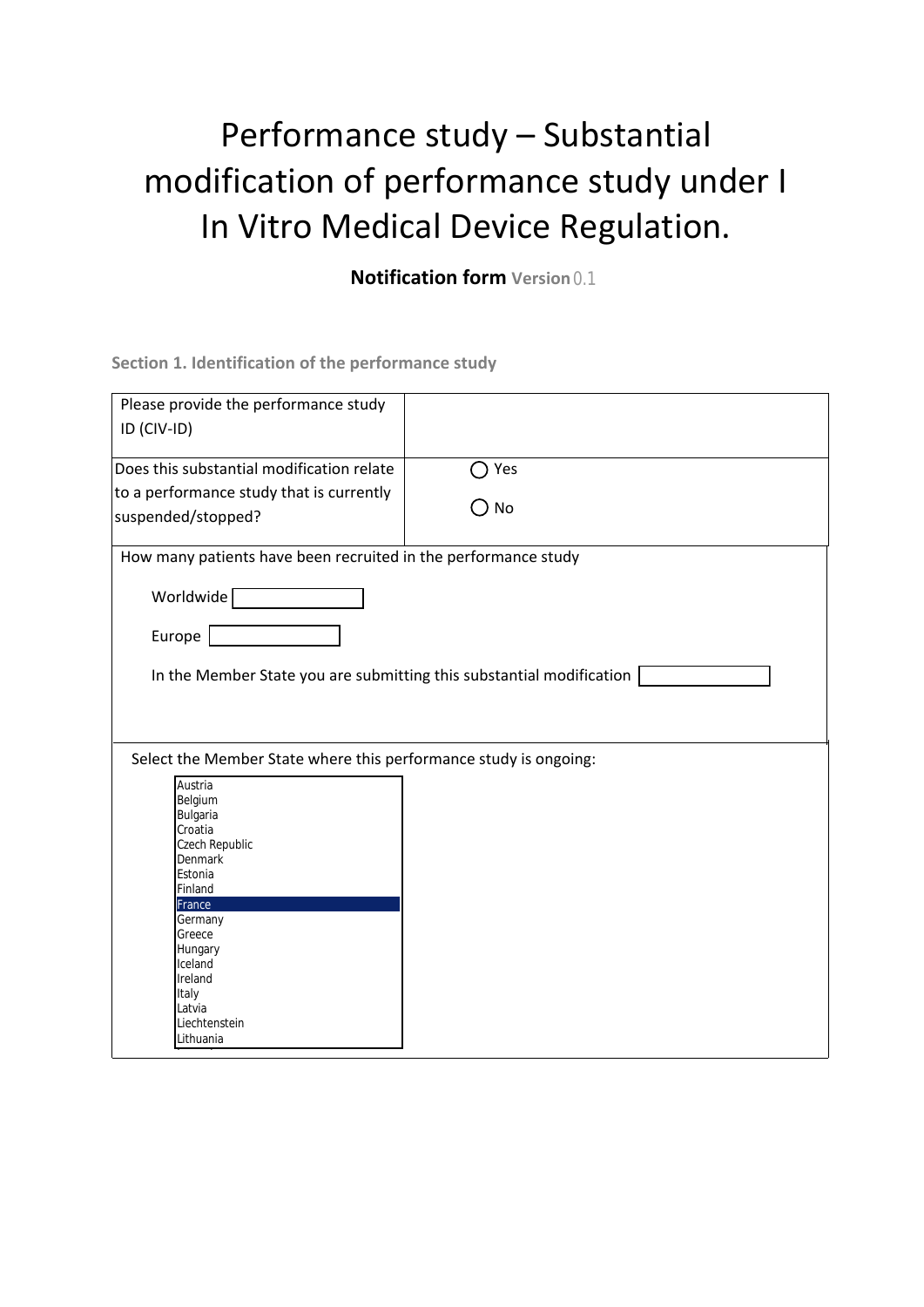# Performance study – Substantial modification of performance study under I In Vitro Medical Device Regulation.

**Notification form** **Version** 0.1

### Section 1. Identification of the performance study

| | |
|---|---|
| Please provide the performance study ID (CIV-ID) | |
| Does this substantial modification relate to a performance study that is currently suspended/stopped? | ◯ Yes<br>◯ No |

How many patients have been recruited in the performance study

Worldwide [ ]

Europe [ ]

In the Member State you are submitting this substantial modification [ ]

Select the Member State where this performance study is ongoing:

- Austria
- Belgium
- Bulgaria
- Croatia
- Czech Republic
- Denmark
- Estonia
- Finland
- France
- Germany
- Greece
- Hungary
- Iceland
- Ireland
- Italy
- Latvia
- Liechtenstein
- Lithuania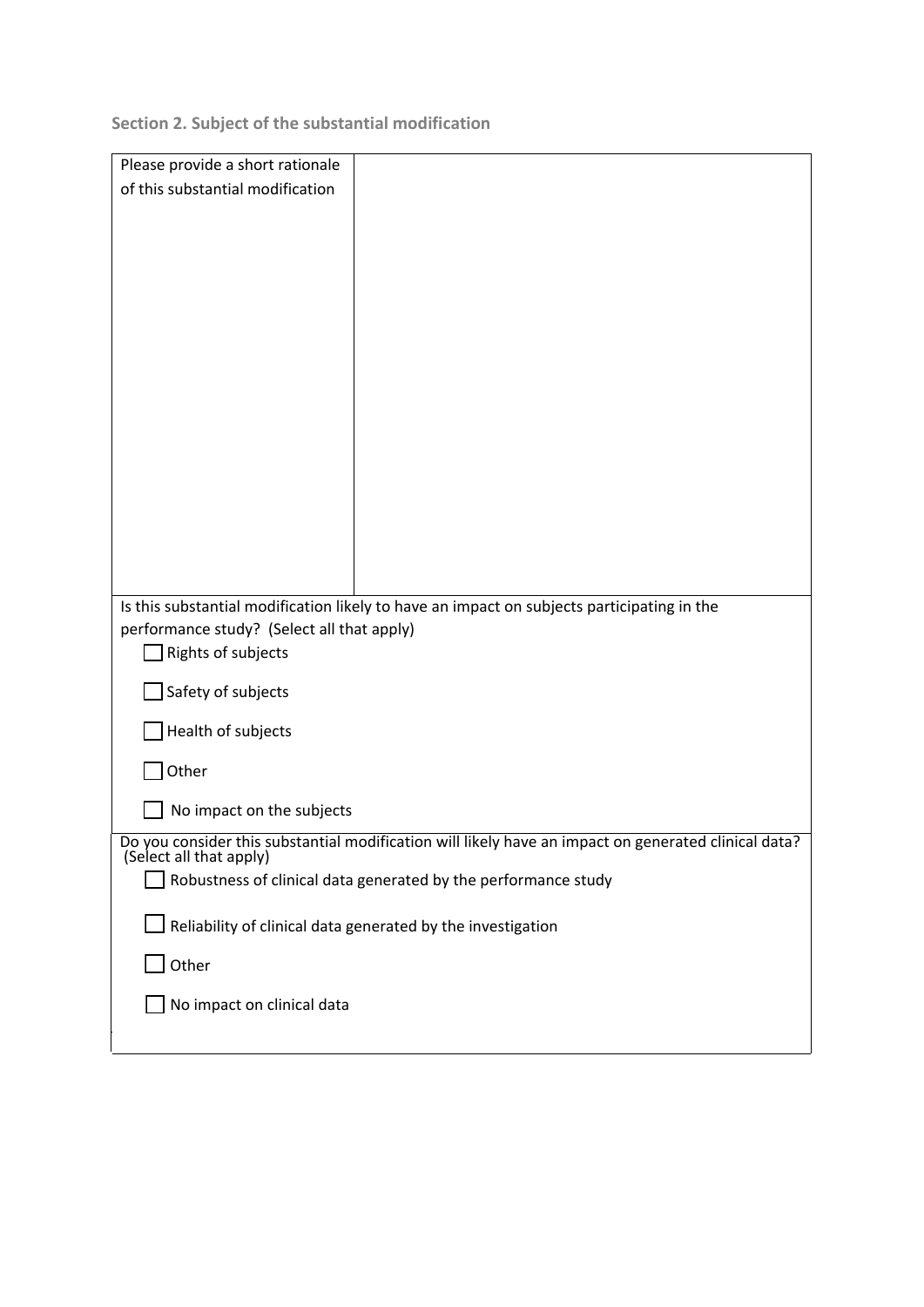### Section 2. Subject of the substantial modification

| Please provide a short rationale of this substantial modification | |
|---|---|

Is this substantial modification likely to have an impact on subjects participating in the performance study? (Select all that apply)

- ☐ Rights of subjects
- ☐ Safety of subjects
- ☐ Health of subjects
- ☐ Other
- ☐ No impact on the subjects

Do you consider this substantial modification will likely have an impact on generated clinical data? (Select all that apply)

- ☐ Robustness of clinical data generated by the performance study
- ☐ Reliability of clinical data generated by the investigation
- ☐ Other
- ☐ No impact on clinical data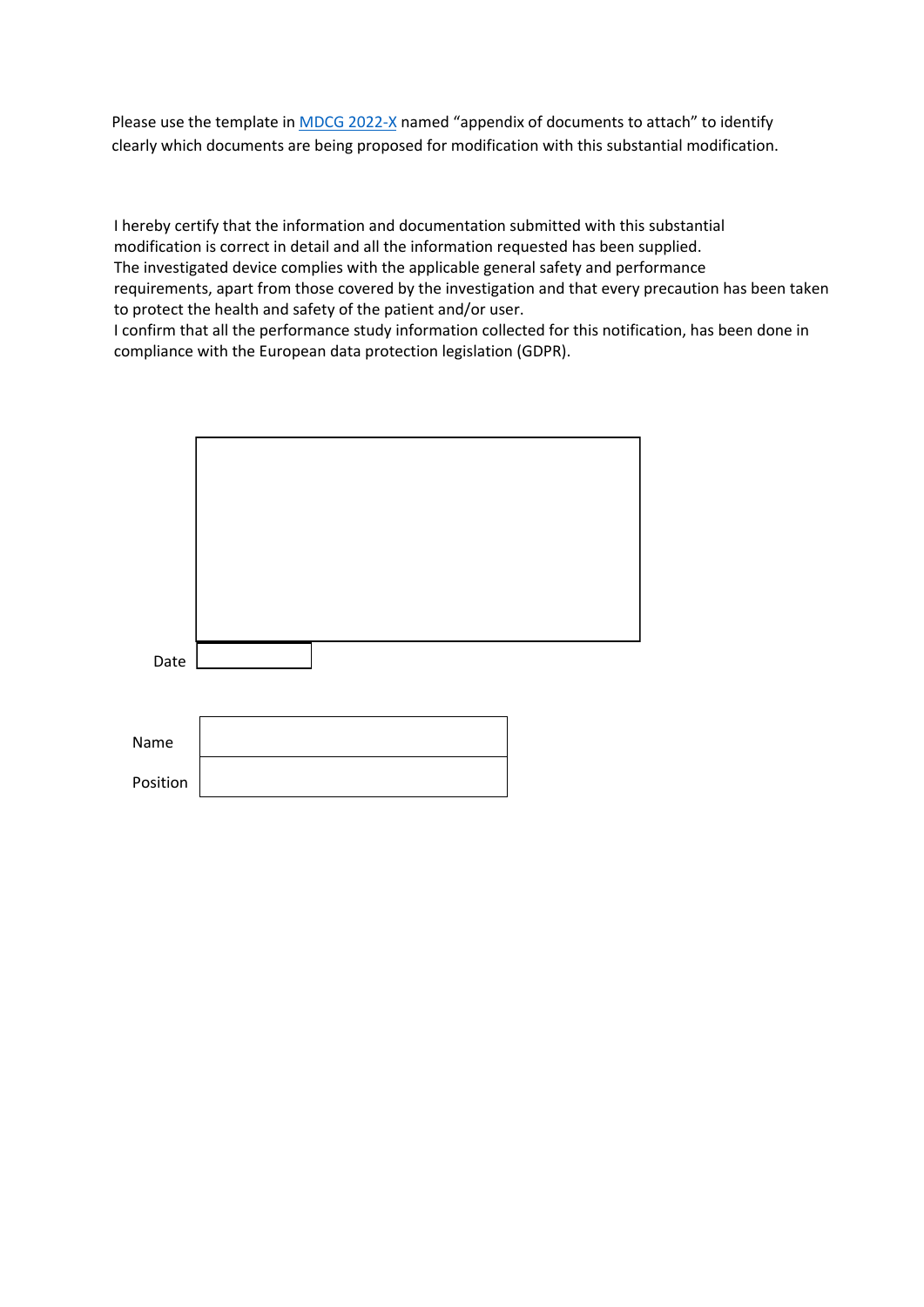Please use the template in [MDCG 2022-X] named “appendix of documents to attach” to identify clearly which documents are being proposed for modification with this substantial modification.

I hereby certify that the information and documentation submitted with this substantial modification is correct in detail and all the information requested has been supplied.
The investigated device complies with the applicable general safety and performance requirements, apart from those covered by the investigation and that every precaution has been taken to protect the health and safety of the patient and/or user.
I confirm that all the performance study information collected for this notification, has been done in compliance with the European data protection legislation (GDPR).

Date

| | |
|---|---|
| Name | |
| Position | |